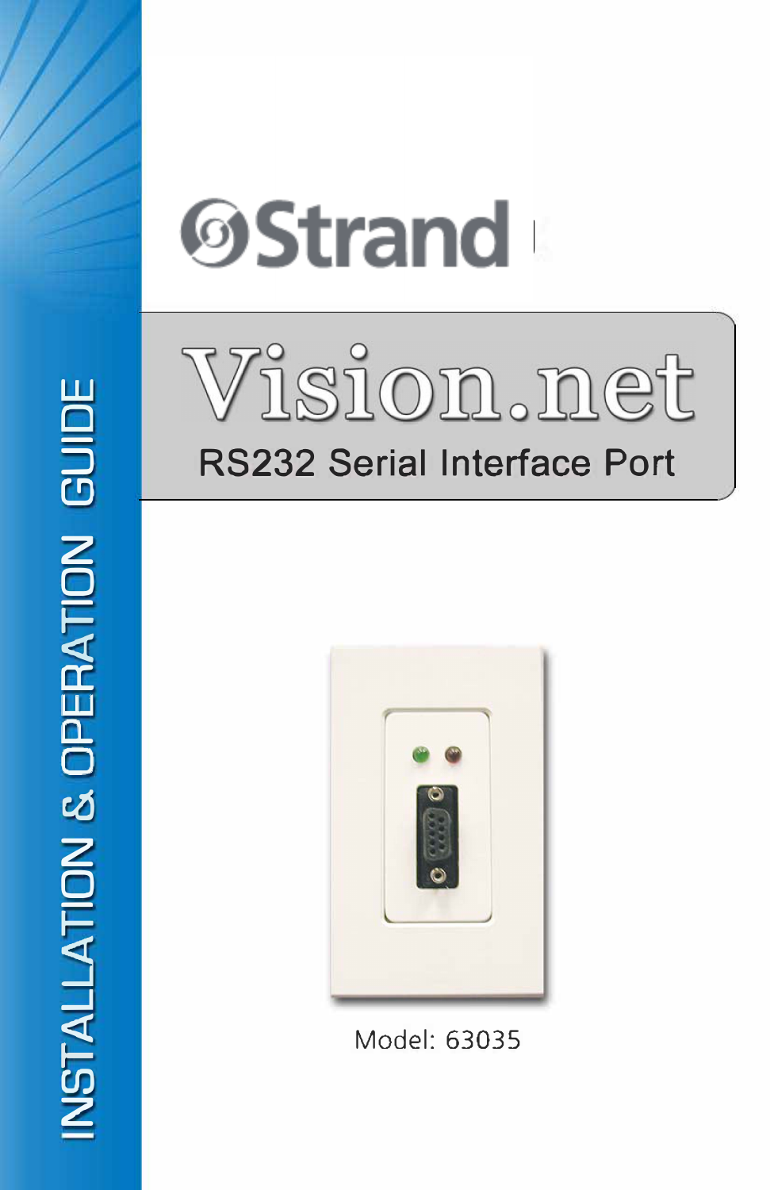INSTALLATION & OPERATION GUIDE

Strand

# Vision.net

## RS232 Serial Interface Port

Model: 63035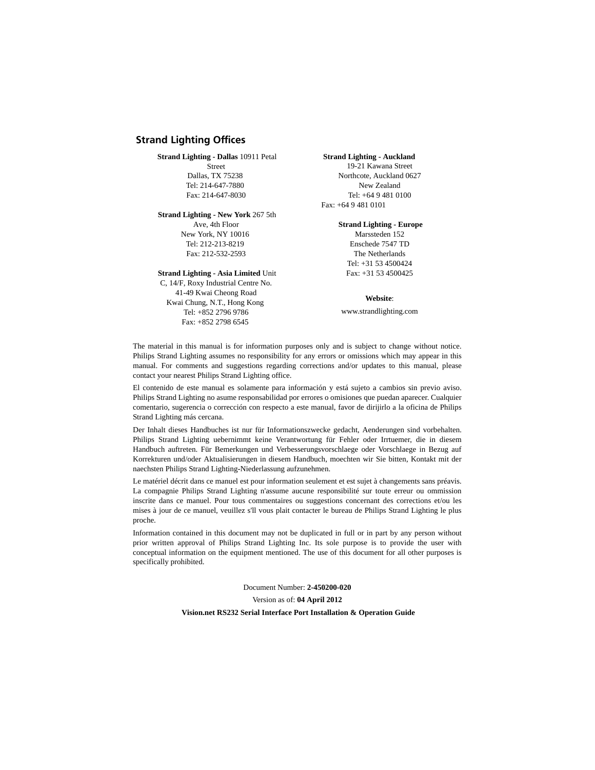## Strand Lighting Offices

**Strand Lighting - Dallas** 10911 Petal Street
Dallas, TX 75238
Tel: 214-647-7880
Fax: 214-647-8030

**Strand Lighting - New York** 267 5th Ave, 4th Floor
New York, NY 10016
Tel: 212-213-8219
Fax: 212-532-2593

**Strand Lighting - Asia Limited** Unit C, 14/F, Roxy Industrial Centre No. 41-49 Kwai Cheong Road
Kwai Chung, N.T., Hong Kong
Tel: +852 2796 9786
Fax: +852 2798 6545

**Strand Lighting - Auckland**
19-21 Kawana Street
Northcote, Auckland 0627
New Zealand
Tel: +64 9 481 0100
Fax: +64 9 481 0101

**Strand Lighting - Europe**
Marssteden 152
Enschede 7547 TD
The Netherlands
Tel: +31 53 4500424
Fax: +31 53 4500425

**Website**:
www.strandlighting.com

The material in this manual is for information purposes only and is subject to change without notice. Philips Strand Lighting assumes no responsibility for any errors or omissions which may appear in this manual. For comments and suggestions regarding corrections and/or updates to this manual, please contact your nearest Philips Strand Lighting office.

El contenido de este manual es solamente para información y está sujeto a cambios sin previo aviso. Philips Strand Lighting no asume responsabilidad por errores o omisiones que puedan aparecer. Cualquier comentario, sugerencia o corrección con respecto a este manual, favor de dirijirlo a la oficina de Philips Strand Lighting más cercana.

Der Inhalt dieses Handbuches ist nur für Informationszwecke gedacht, Aenderungen sind vorbehalten. Philips Strand Lighting uebernimmt keine Verantwortung für Fehler oder Irrtuemer, die in diesem Handbuch auftreten. Für Bemerkungen und Verbesserungsvorschlaege oder Vorschlaege in Bezug auf Korrekturen und/oder Aktualisierungen in diesem Handbuch, moechten wir Sie bitten, Kontakt mit der naechsten Philips Strand Lighting-Niederlassung aufzunehmen.

Le matériel décrit dans ce manuel est pour information seulement et est sujet à changements sans préavis. La compagnie Philips Strand Lighting n'assume aucune responsibilité sur toute erreur ou ommission inscrite dans ce manuel. Pour tous commentaires ou suggestions concernant des corrections et/ou les mises à jour de ce manuel, veuillez s'll vous plait contacter le bureau de Philips Strand Lighting le plus proche.

Information contained in this document may not be duplicated in full or in part by any person without prior written approval of Philips Strand Lighting Inc. Its sole purpose is to provide the user with conceptual information on the equipment mentioned. The use of this document for all other purposes is specifically prohibited.

Document Number: **2-450200-020**

Version as of: **04 April 2012**

**Vision.net RS232 Serial Interface Port Installation & Operation Guide**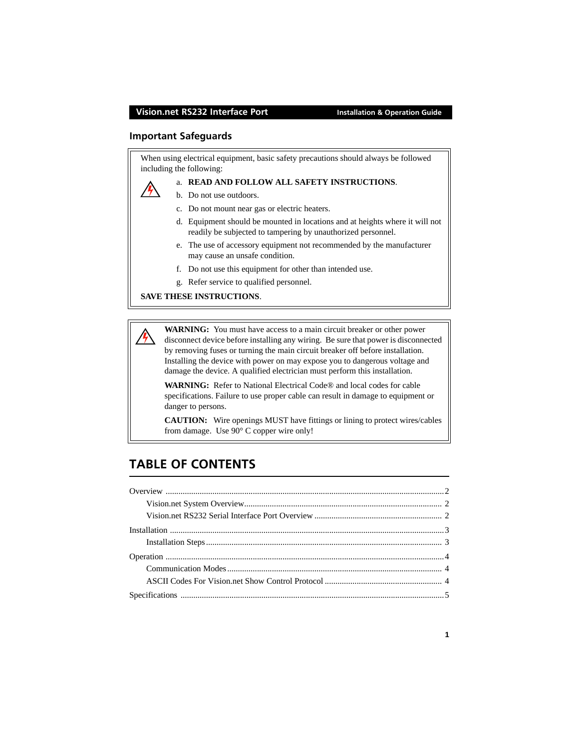## Important Safeguards

When using electrical equipment, basic safety precautions should always be followed including the following:

a. **READ AND FOLLOW ALL SAFETY INSTRUCTIONS**.
b. Do not use outdoors.
c. Do not mount near gas or electric heaters.
d. Equipment should be mounted in locations and at heights where it will not readily be subjected to tampering by unauthorized personnel.
e. The use of accessory equipment not recommended by the manufacturer may cause an unsafe condition.
f. Do not use this equipment for other than intended use.
g. Refer service to qualified personnel.

**SAVE THESE INSTRUCTIONS**.

**WARNING:** You must have access to a main circuit breaker or other power disconnect device before installing any wiring. Be sure that power is disconnected by removing fuses or turning the main circuit breaker off before installation. Installing the device with power on may expose you to dangerous voltage and damage the device. A qualified electrician must perform this installation.

**WARNING:** Refer to National Electrical Code® and local codes for cable specifications. Failure to use proper cable can result in damage to equipment or danger to persons.

**CAUTION:** Wire openings MUST have fittings or lining to protect wires/cables from damage. Use 90° C copper wire only!

# TABLE OF CONTENTS

- Overview ........ 2
  - Vision.net System Overview ........ 2
  - Vision.net RS232 Serial Interface Port Overview ........ 2
- Installation ........ 3
  - Installation Steps ........ 3
- Operation ........ 4
  - Communication Modes ........ 4
  - ASCII Codes For Vision.net Show Control Protocol ........ 4
- Specifications ........ 5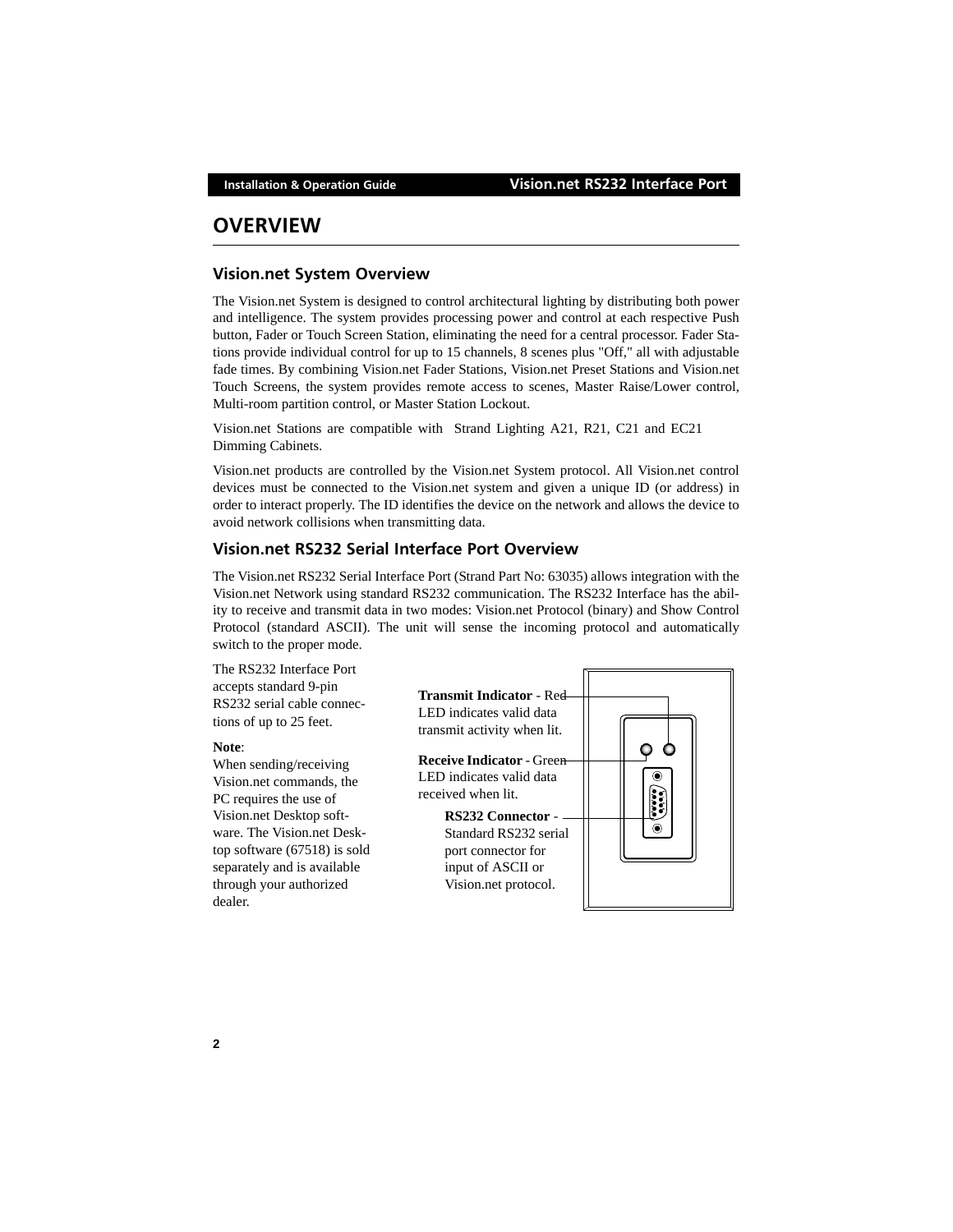# OVERVIEW

## Vision.net System Overview

The Vision.net System is designed to control architectural lighting by distributing both power and intelligence. The system provides processing power and control at each respective Push button, Fader or Touch Screen Station, eliminating the need for a central processor. Fader Stations provide individual control for up to 15 channels, 8 scenes plus "Off," all with adjustable fade times. By combining Vision.net Fader Stations, Vision.net Preset Stations and Vision.net Touch Screens, the system provides remote access to scenes, Master Raise/Lower control, Multi-room partition control, or Master Station Lockout.

Vision.net Stations are compatible with Strand Lighting A21, R21, C21 and EC21 Dimming Cabinets.

Vision.net products are controlled by the Vision.net System protocol. All Vision.net control devices must be connected to the Vision.net system and given a unique ID (or address) in order to interact properly. The ID identifies the device on the network and allows the device to avoid network collisions when transmitting data.

## Vision.net RS232 Serial Interface Port Overview

The Vision.net RS232 Serial Interface Port (Strand Part No: 63035) allows integration with the Vision.net Network using standard RS232 communication. The RS232 Interface has the ability to receive and transmit data in two modes: Vision.net Protocol (binary) and Show Control Protocol (standard ASCII). The unit will sense the incoming protocol and automatically switch to the proper mode.

The RS232 Interface Port accepts standard 9-pin RS232 serial cable connections of up to 25 feet.

**Note**:
When sending/receiving Vision.net commands, the PC requires the use of Vision.net Desktop software. The Vision.net Desktop software (67518) is sold separately and is available through your authorized dealer.

**Transmit Indicator** - Red LED indicates valid data transmit activity when lit.

**Receive Indicator** - Green LED indicates valid data received when lit.

**RS232 Connector** - Standard RS232 serial port connector for input of ASCII or Vision.net protocol.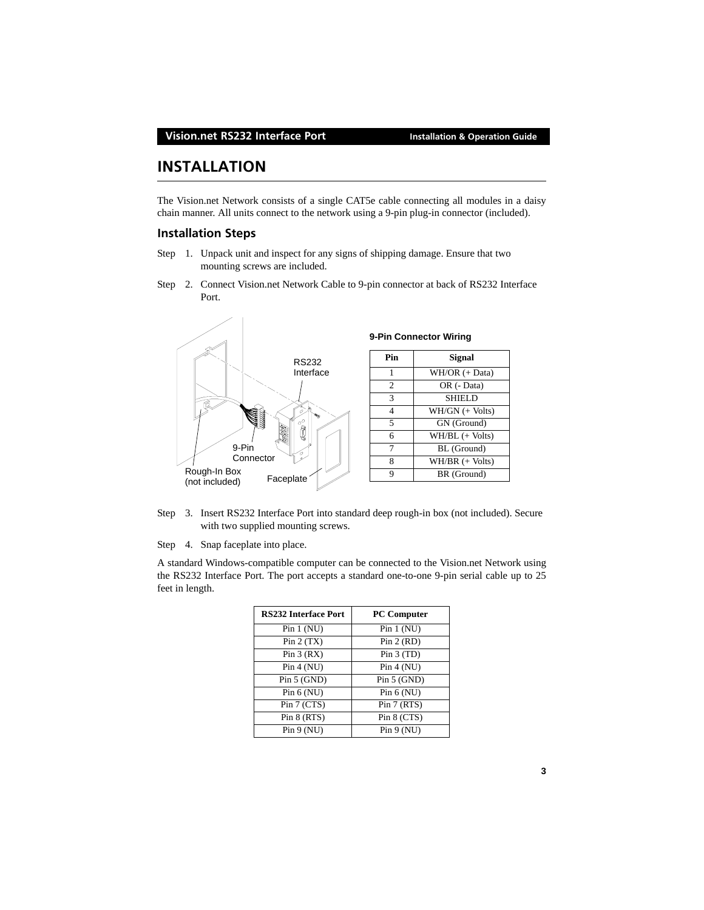# INSTALLATION

The Vision.net Network consists of a single CAT5e cable connecting all modules in a daisy chain manner. All units connect to the network using a 9-pin plug-in connector (included).

## Installation Steps

Step 1. Unpack unit and inspect for any signs of shipping damage. Ensure that two mounting screws are included.

Step 2. Connect Vision.net Network Cable to 9-pin connector at back of RS232 Interface Port.

RS232 Interface

9-Pin Connector

Rough-In Box (not included)

Faceplate

**9-Pin Connector Wiring**

| Pin | Signal |
|---|---|
| 1 | WH/OR (+ Data) |
| 2 | OR (- Data) |
| 3 | SHIELD |
| 4 | WH/GN (+ Volts) |
| 5 | GN (Ground) |
| 6 | WH/BL (+ Volts) |
| 7 | BL (Ground) |
| 8 | WH/BR (+ Volts) |
| 9 | BR (Ground) |

Step 3. Insert RS232 Interface Port into standard deep rough-in box (not included). Secure with two supplied mounting screws.

Step 4. Snap faceplate into place.

A standard Windows-compatible computer can be connected to the Vision.net Network using the RS232 Interface Port. The port accepts a standard one-to-one 9-pin serial cable up to 25 feet in length.

| RS232 Interface Port | PC Computer |
|---|---|
| Pin 1 (NU) | Pin 1 (NU) |
| Pin 2 (TX) | Pin 2 (RD) |
| Pin 3 (RX) | Pin 3 (TD) |
| Pin 4 (NU) | Pin 4 (NU) |
| Pin 5 (GND) | Pin 5 (GND) |
| Pin 6 (NU) | Pin 6 (NU) |
| Pin 7 (CTS) | Pin 7 (RTS) |
| Pin 8 (RTS) | Pin 8 (CTS) |
| Pin 9 (NU) | Pin 9 (NU) |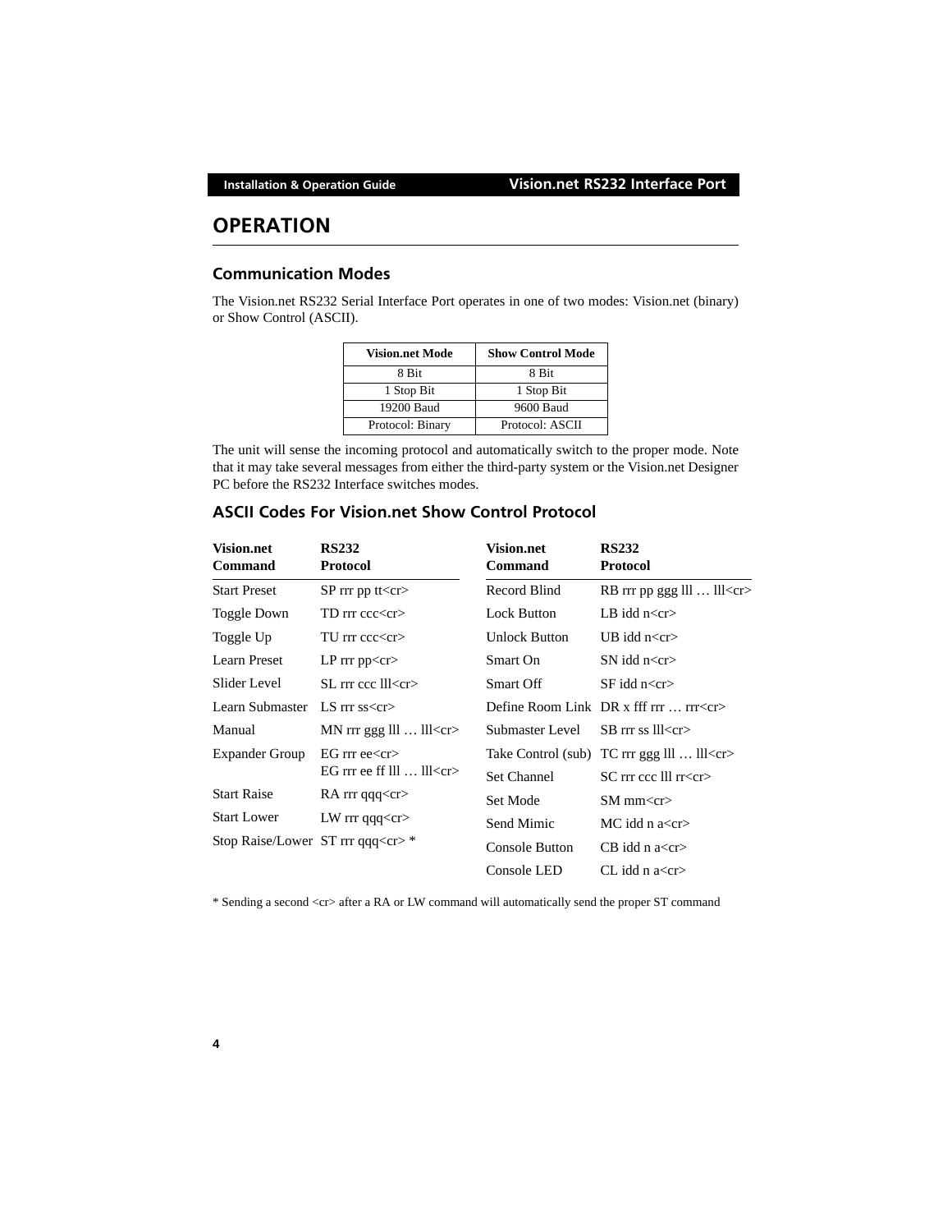# OPERATION

## Communication Modes

The Vision.net RS232 Serial Interface Port operates in one of two modes: Vision.net (binary) or Show Control (ASCII).

| Vision.net Mode | Show Control Mode |
|---|---|
| 8 Bit | 8 Bit |
| 1 Stop Bit | 1 Stop Bit |
| 19200 Baud | 9600 Baud |
| Protocol: Binary | Protocol: ASCII |

The unit will sense the incoming protocol and automatically switch to the proper mode. Note that it may take several messages from either the third-party system or the Vision.net Designer PC before the RS232 Interface switches modes.

## ASCII Codes For Vision.net Show Control Protocol

| Vision.net Command | RS232 Protocol |
|---|---|
| Start Preset | SP rrr pp tt<cr> |
| Toggle Down | TD rrr ccc<cr> |
| Toggle Up | TU rrr ccc<cr> |
| Learn Preset | LP rrr pp<cr> |
| Slider Level | SL rrr ccc lll<cr> |
| Learn Submaster | LS rrr ss<cr> |
| Manual | MN rrr ggg lll … lll<cr> |
| Expander Group | EG rrr ee<cr><br>EG rrr ee ff lll … lll<cr> |
| Start Raise | RA rrr qqq<cr> |
| Start Lower | LW rrr qqq<cr> |
| Stop Raise/Lower | ST rrr qqq<cr> * |
| Record Blind | RB rrr pp ggg lll … lll<cr> |
| Lock Button | LB idd n<cr> |
| Unlock Button | UB idd n<cr> |
| Smart On | SN idd n<cr> |
| Smart Off | SF idd n<cr> |
| Define Room Link | DR x fff rrr … rrr<cr> |
| Submaster Level | SB rrr ss lll<cr> |
| Take Control (sub) | TC rrr ggg lll … lll<cr> |
| Set Channel | SC rrr ccc lll rr<cr> |
| Set Mode | SM mm<cr> |
| Send Mimic | MC idd n a<cr> |
| Console Button | CB idd n a<cr> |
| Console LED | CL idd n a<cr> |

* Sending a second <cr> after a RA or LW command will automatically send the proper ST command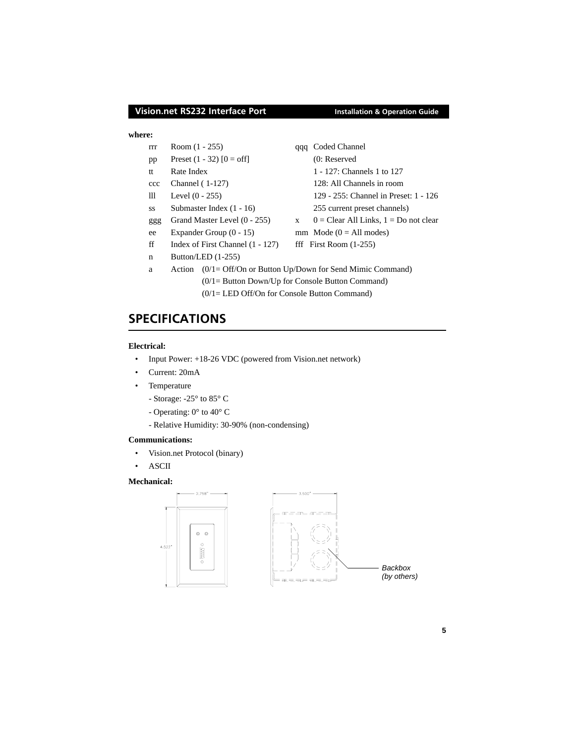**where:**

| | | | |
|---|---|---|---|
| rrr | Room (1 - 255) | qqq | Coded Channel |
| pp | Preset (1 - 32) [0 = off] | | (0: Reserved |
| tt | Rate Index | | 1 - 127: Channels 1 to 127 |
| ccc | Channel ( 1-127) | | 128: All Channels in room |
| lll | Level (0 - 255) | | 129 - 255: Channel in Preset: 1 - 126 |
| ss | Submaster Index (1 - 16) | | 255 current preset channels) |
| ggg | Grand Master Level (0 - 255) | x | 0 = Clear All Links, 1 = Do not clear |
| ee | Expander Group (0 - 15) | mm | Mode (0 = All modes) |
| ff | Index of First Channel (1 - 127) | fff | First Room (1-255) |
| n | Button/LED (1-255) | | |

a    Action (0/1= Off/On or Button Up/Down for Send Mimic Command)
(0/1= Button Down/Up for Console Button Command)
(0/1= LED Off/On for Console Button Command)

## SPECIFICATIONS

**Electrical:**

- Input Power: +18-26 VDC (powered from Vision.net network)
- Current: 20mA
- Temperature
  - Storage: -25° to 85° C
  - Operating: 0° to 40° C
  - Relative Humidity: 30-90% (non-condensing)

**Communications:**

- Vision.net Protocol (binary)
- ASCII

**Mechanical:**

2.758"
4.522"
3.500"
*Backbox (by others)*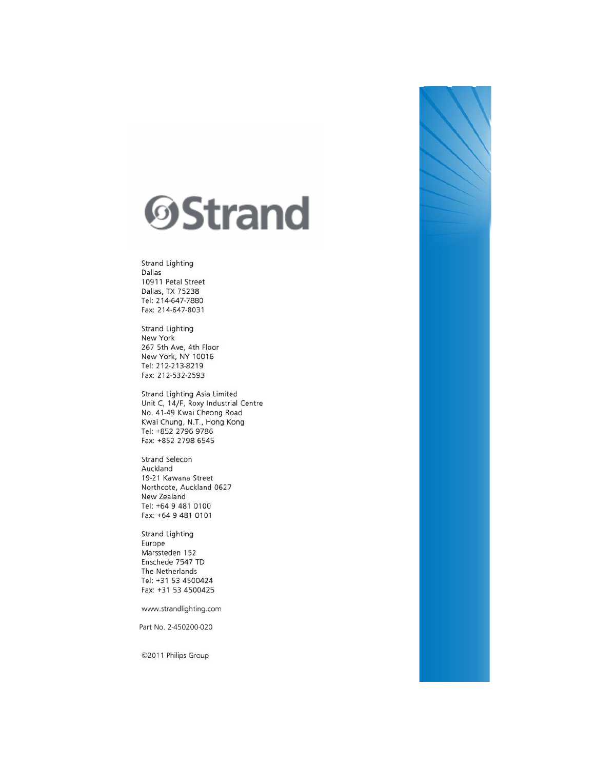Strand

Strand Lighting
Dallas
10911 Petal Street
Dallas, TX 75238
Tel: 214-647-7880
Fax: 214-647-8031

Strand Lighting
New York
267 5th Ave, 4th Floor
New York, NY 10016
Tel: 212-213-8219
Fax: 212-532-2593

Strand Lighting Asia Limited
Unit C, 14/F, Roxy Industrial Centre
No. 41-49 Kwai Cheong Road
Kwai Chung, N.T., Hong Kong
Tel: +852 2796 9786
Fax: +852 2798 6545

Strand Selecon
Auckland
19-21 Kawana Street
Northcote, Auckland 0627
New Zealand
Tel: +64 9 481 0100
Fax: +64 9 481 0101

Strand Lighting
Europe
Marssteden 152
Enschede 7547 TD
The Netherlands
Tel: +31 53 4500424
Fax: +31 53 4500425

www.strandlighting.com

Part No. 2-450200-020

©2011 Philips Group